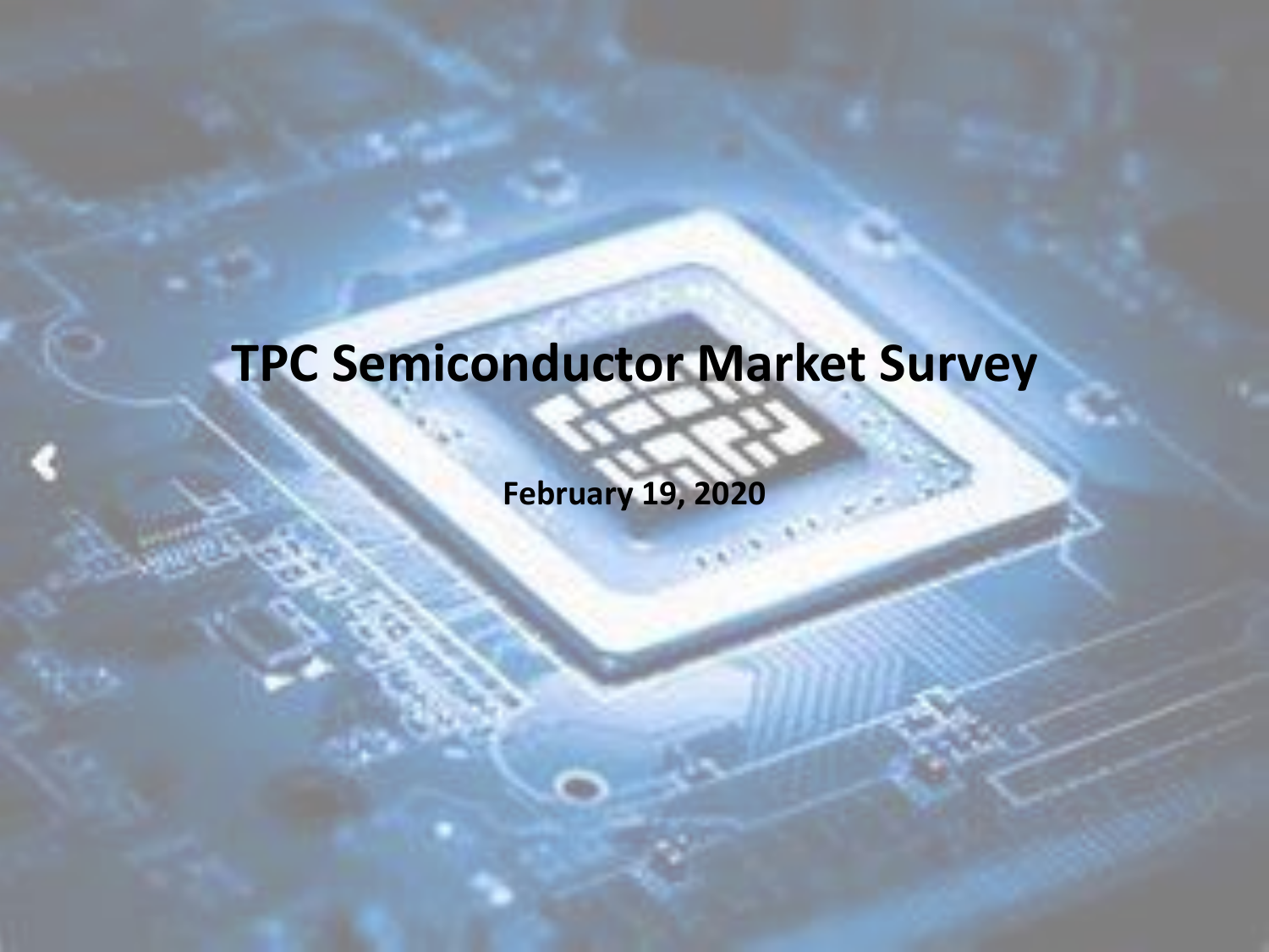# TPC Semiconductor Market Survey

**February 19, 2020**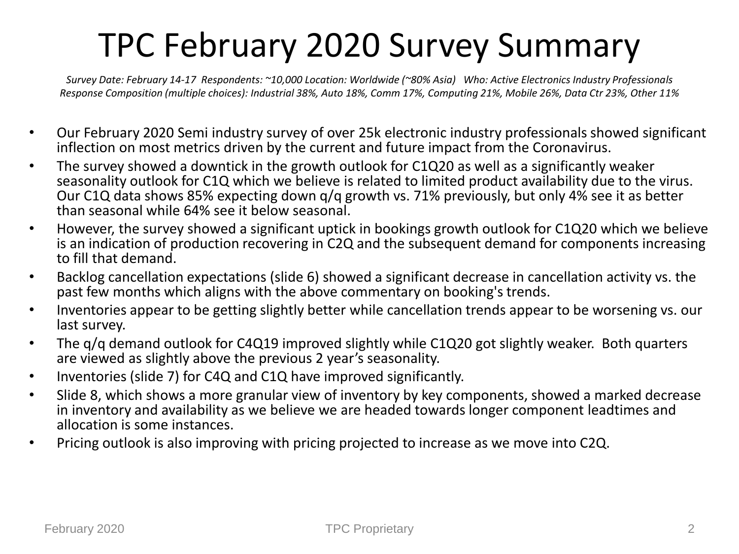# TPC February 2020 Survey Summary

*Survey Date: February 14-17 Respondents: ~10,000 Location: Worldwide (~80% Asia) Who: Active Electronics Industry Professionals*
*Response Composition (multiple choices): Industrial 38%, Auto 18%, Comm 17%, Computing 21%, Mobile 26%, Data Ctr 23%, Other 11%*

- Our February 2020 Semi industry survey of over 25k electronic industry professionals showed significant inflection on most metrics driven by the current and future impact from the Coronavirus.
- The survey showed a downtick in the growth outlook for C1Q20 as well as a significantly weaker seasonality outlook for C1Q which we believe is related to limited product availability due to the virus. Our C1Q data shows 85% expecting down q/q growth vs. 71% previously, but only 4% see it as better than seasonal while 64% see it below seasonal.
- However, the survey showed a significant uptick in bookings growth outlook for C1Q20 which we believe is an indication of production recovering in C2Q and the subsequent demand for components increasing to fill that demand.
- Backlog cancellation expectations (slide 6) showed a significant decrease in cancellation activity vs. the past few months which aligns with the above commentary on booking's trends.
- Inventories appear to be getting slightly better while cancellation trends appear to be worsening vs. our last survey.
- The q/q demand outlook for C4Q19 improved slightly while C1Q20 got slightly weaker. Both quarters are viewed as slightly above the previous 2 year's seasonality.
- Inventories (slide 7) for C4Q and C1Q have improved significantly.
- Slide 8, which shows a more granular view of inventory by key components, showed a marked decrease in inventory and availability as we believe we are headed towards longer component leadtimes and allocation is some instances.
- Pricing outlook is also improving with pricing projected to increase as we move into C2Q.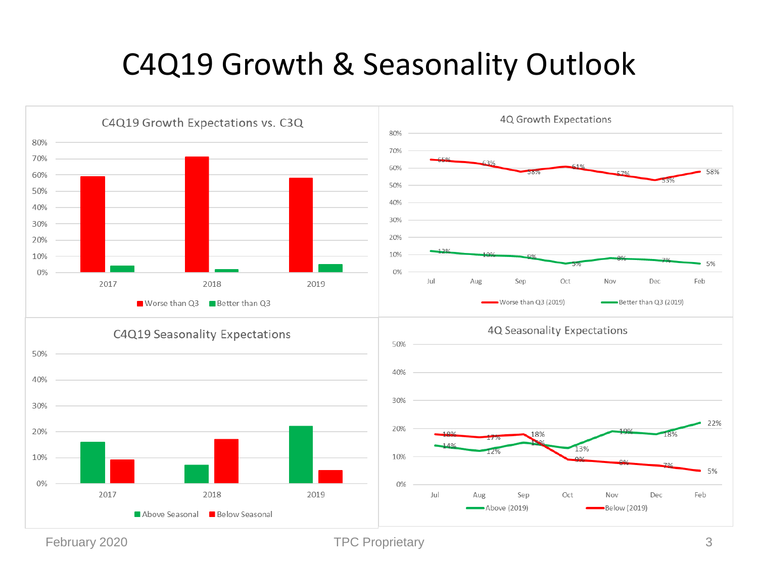# C4Q19 Growth & Seasonality Outlook

## C4Q19 Growth Expectations vs. C3Q

| | Worse than Q3 | Better than Q3 |
|---|---|---|
| 2017 | | |
| 2018 | | |
| 2019 | | |

## 4Q Growth Expectations

| | Jul | Aug | Sep | Oct | Nov | Dec | Feb |
|---|---|---|---|---|---|---|---|
| Worse than Q3 (2019) | 65% | 63% | 58% | 61% | 57% | 53% | 58% |
| Better than Q3 (2019) | 12% | 10% | 9% | 5% | 8% | 7% | 5% |

## C4Q19 Seasonality Expectations

| | Above Seasonal | Below Seasonal |
|---|---|---|
| 2017 | | |
| 2018 | | |
| 2019 | | |

## 4Q Seasonality Expectations

| | Jul | Aug | Sep | Oct | Nov | Dec | Feb |
|---|---|---|---|---|---|---|---|
| Above (2019) | 14% | 12% | 15% | 13% | 19% | 18% | 22% |
| Below (2019) | 18% | 17% | 18% | 9% | 8% | 7% | 5% |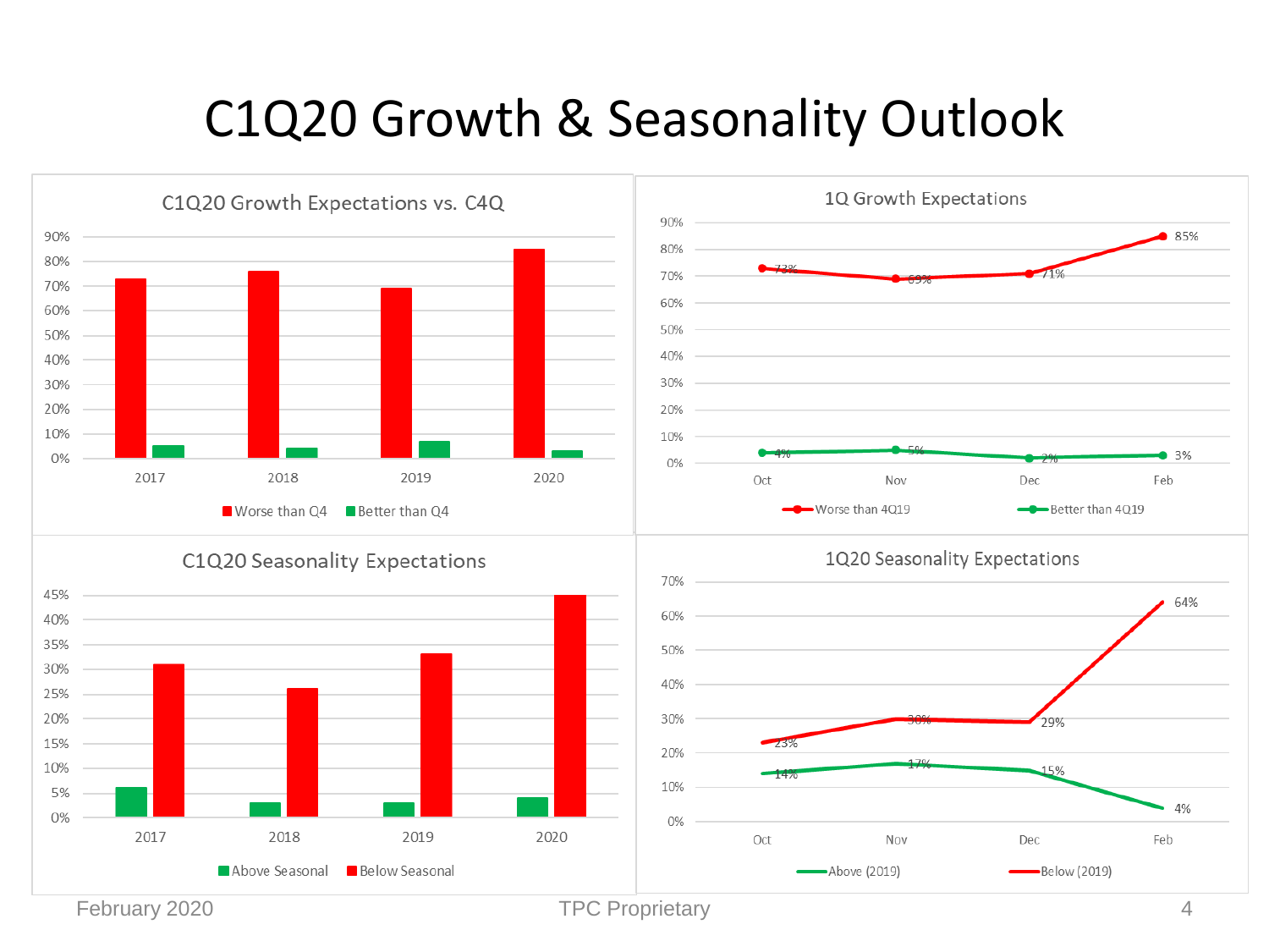# C1Q20 Growth & Seasonality Outlook

## C1Q20 Growth Expectations vs. C4Q

| | Worse than Q4 | Better than Q4 |
|---|---|---|
| 2017 | 73% | 5% |
| 2018 | 76% | 4% |
| 2019 | 69% | 7% |
| 2020 | 85% | 3% |

## 1Q Growth Expectations

| | Oct | Nov | Dec | Feb |
|---|---|---|---|---|
| Worse than 4Q19 | 73% | 69% | 71% | 85% |
| Better than 4Q19 | 4% | 5% | 2% | 3% |

## C1Q20 Seasonality Expectations

| | Above Seasonal | Below Seasonal |
|---|---|---|
| 2017 | 6% | 31% |
| 2018 | 3% | 26% |
| 2019 | 3% | 33% |
| 2020 | 4% | 45% |

## 1Q20 Seasonality Expectations

| | Oct | Nov | Dec | Feb |
|---|---|---|---|---|
| Above (2019) | 14% | 17% | 15% | 4% |
| Below (2019) | 23% | 30% | 29% | 64% |

February 2020 TPC Proprietary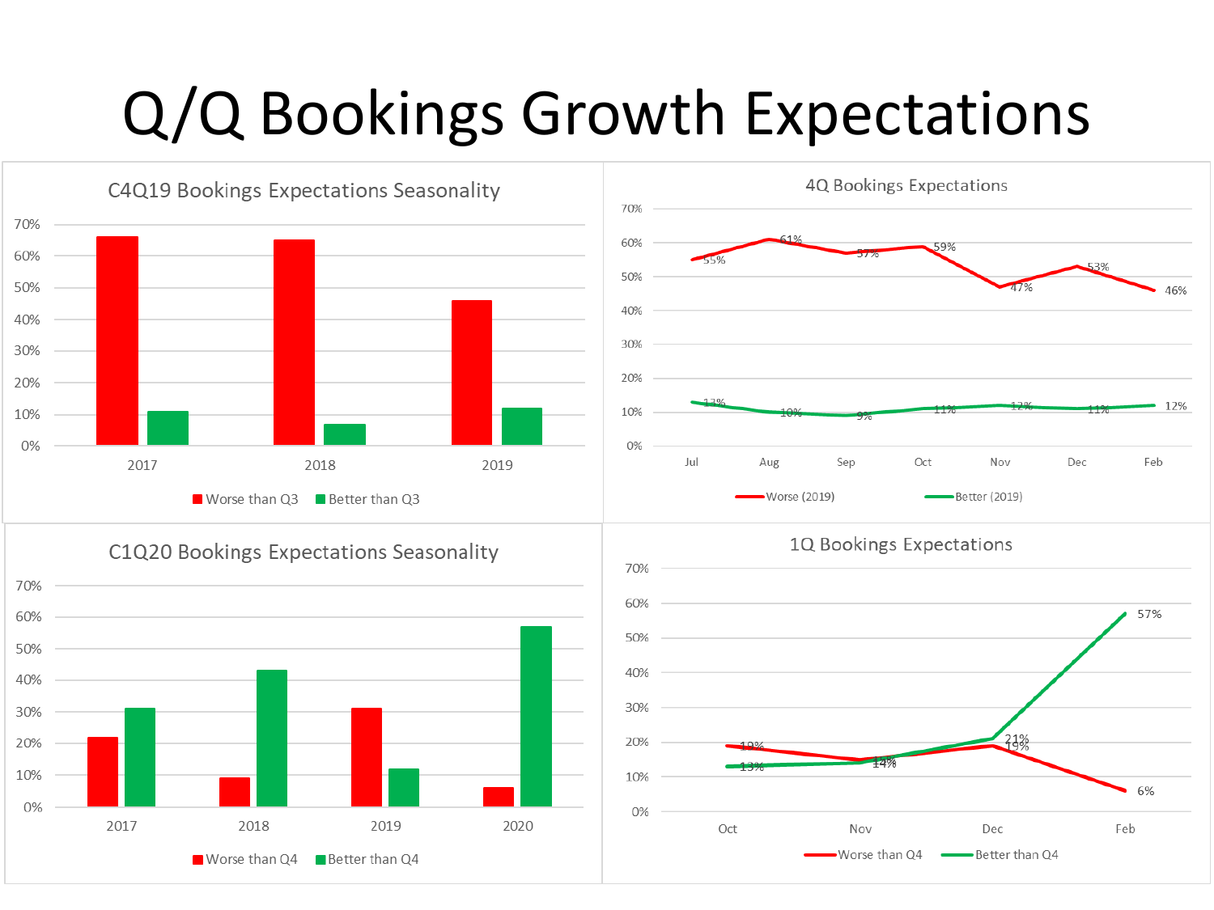# Q/Q Bookings Growth Expectations

## C4Q19 Bookings Expectations Seasonality

| Year | Worse than Q3 | Better than Q3 |
|---|---|---|
| 2017 | ~66% | ~11% |
| 2018 | ~65% | ~7% |
| 2019 | ~46% | ~12% |

## 4Q Bookings Expectations

| Month | Worse (2019) | Better (2019) |
|---|---|---|
| Jul | 55% | 13% |
| Aug | 61% | 10% |
| Sep | 57% | 9% |
| Oct | 59% | 11% |
| Nov | 47% | 12% |
| Dec | 53% | 11% |
| Feb | 46% | 12% |

## C1Q20 Bookings Expectations Seasonality

| Year | Worse than Q4 | Better than Q4 |
|---|---|---|
| 2017 | ~22% | ~31% |
| 2018 | ~9% | ~43% |
| 2019 | ~31% | ~12% |
| 2020 | ~6% | ~57% |

## 1Q Bookings Expectations

| Month | Worse than Q4 | Better than Q4 |
|---|---|---|
| Oct | 19% | 13% |
| Nov | 15% | 14% |
| Dec | 19% | 21% |
| Feb | 6% | 57% |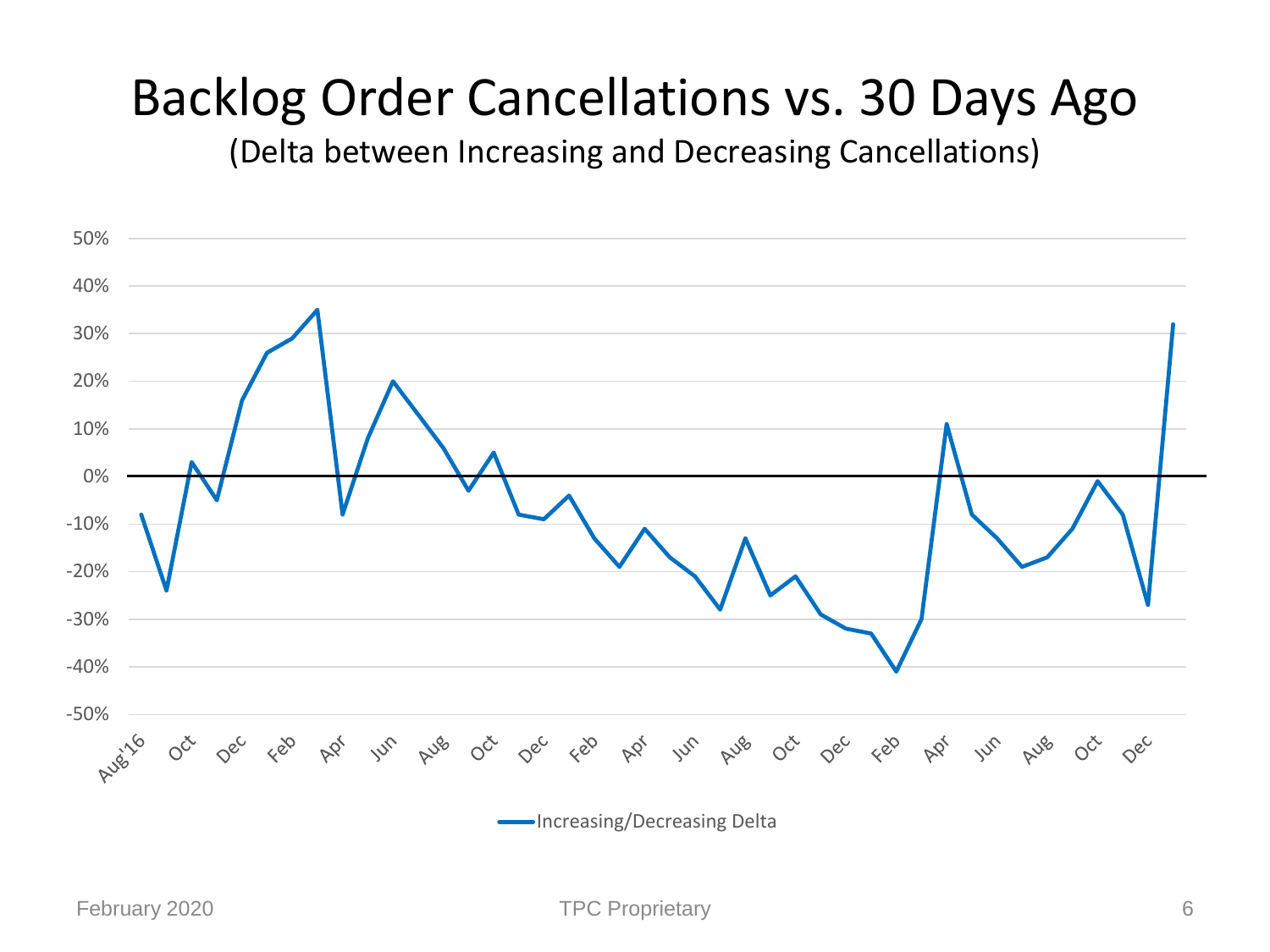# Backlog Order Cancellations vs. 30 Days Ago

(Delta between Increasing and Decreasing Cancellations)

50%
40%
30%
20%
10%
0%
-10%
-20%
-30%
-40%
-50%

Aug'16 Oct Dec Feb Apr Jun Aug Oct Dec Feb Apr Jun Aug Oct Dec Feb Apr Jun Aug Oct Dec

Increasing/Decreasing Delta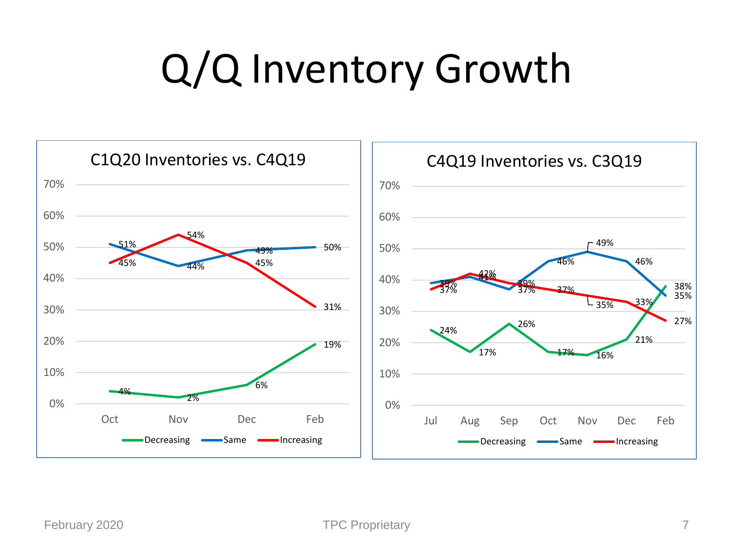# Q/Q Inventory Growth

**C1Q20 Inventories vs. C4Q19**

| | Oct | Nov | Dec | Feb |
|---|---|---|---|---|
| Decreasing | 4% | 2% | 6% | 19% |
| Same | 51% | 44% | 49% | 50% |
| Increasing | 45% | 54% | 45% | 31% |

**C4Q19 Inventories vs. C3Q19**

| | Jul | Aug | Sep | Oct | Nov | Dec | Feb |
|---|---|---|---|---|---|---|---|
| Decreasing | 24% | 17% | 26% | 17% | 16% | 21% | 38% |
| Same | 39% | 41% | 37% | 46% | 49% | 46% | 35% |
| Increasing | 37% | 42% | 39% | 37% | 35% | 33% | 27% |

February 2020 TPC Proprietary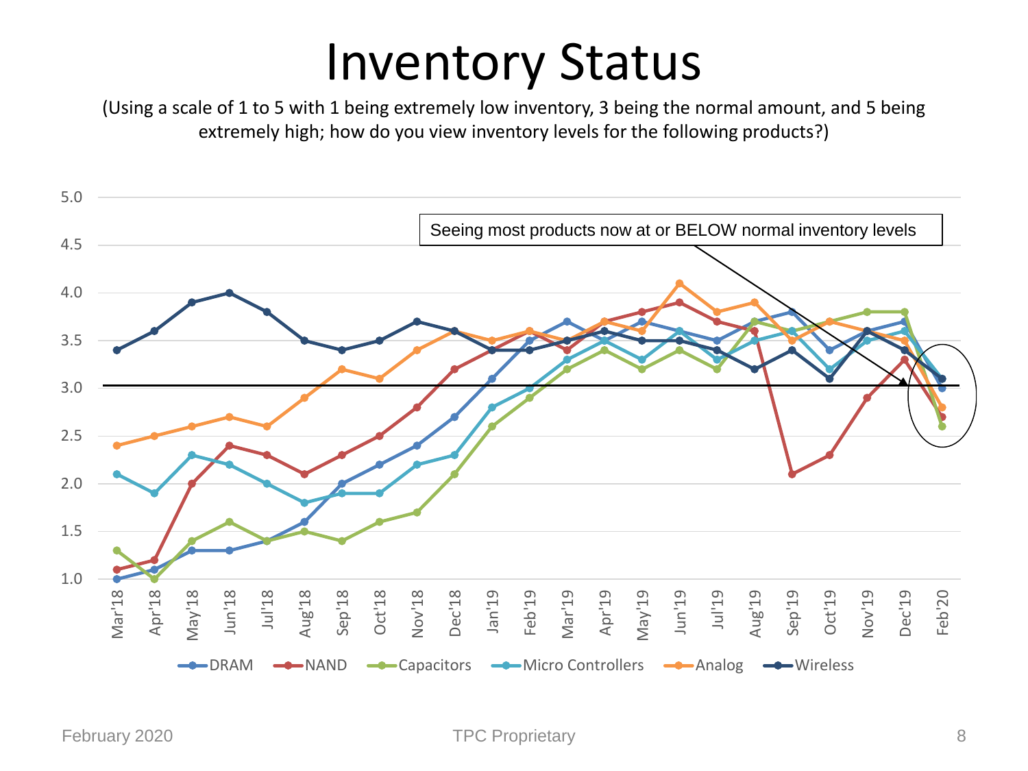# Inventory Status

(Using a scale of 1 to 5 with 1 being extremely low inventory, 3 being the normal amount, and 5 being extremely high; how do you view inventory levels for the following products?)

Seeing most products now at or BELOW normal inventory levels

| | Mar'18 | Apr'18 | May'18 | Jun'18 | Jul'18 | Aug'18 | Sep'18 | Oct'18 | Nov'18 | Dec'18 | Jan'19 | Feb'19 | Mar'19 | Apr'19 | May'19 | Jun'19 | Jul'19 | Aug'19 | Sep'19 | Oct'19 | Nov'19 | Dec'19 | Feb'20 |
|---|---|---|---|---|---|---|---|---|---|---|---|---|---|---|---|---|---|---|---|---|---|---|---|
| DRAM | 1.0 | 1.1 | 1.3 | 1.3 | 1.4 | 1.6 | 2.0 | 2.2 | 2.4 | 2.7 | 3.1 | 3.5 | 3.7 | 3.5 | 3.7 | 3.6 | 3.5 | 3.7 | 3.8 | 3.4 | 3.6 | 3.7 | 3.0 |
| NAND | 1.1 | 1.2 | 2.0 | 2.4 | 2.3 | 2.1 | 2.3 | 2.5 | 2.8 | 3.2 | 3.4 | 3.6 | 3.4 | 3.7 | 3.8 | 3.9 | 3.7 | 3.6 | 2.1 | 2.3 | 2.9 | 3.3 | 2.7 |
| Capacitors | 1.3 | 1.0 | 1.4 | 1.6 | 1.4 | 1.5 | 1.4 | 1.6 | 1.7 | 2.1 | 2.6 | 2.9 | 3.2 | 3.4 | 3.2 | 3.4 | 3.2 | 3.7 | 3.6 | 3.7 | 3.8 | 3.8 | 2.6 |
| Micro Controllers | 2.1 | 1.9 | 2.3 | 2.2 | 2.0 | 1.8 | 1.9 | 1.9 | 2.2 | 2.3 | 2.8 | 3.0 | 3.3 | 3.5 | 3.3 | 3.6 | 3.3 | 3.5 | 3.6 | 3.2 | 3.5 | 3.6 | 3.1 |
| Analog | 2.4 | 2.5 | 2.6 | 2.7 | 2.6 | 2.9 | 3.2 | 3.1 | 3.4 | 3.6 | 3.5 | 3.6 | 3.5 | 3.7 | 3.6 | 4.1 | 3.8 | 3.9 | 3.5 | 3.7 | 3.6 | 3.5 | 2.8 |
| Wireless | 3.4 | 3.6 | 3.9 | 4.0 | 3.8 | 3.5 | 3.4 | 3.5 | 3.7 | 3.6 | 3.4 | 3.4 | 3.5 | 3.6 | 3.5 | 3.5 | 3.4 | 3.2 | 3.4 | 3.1 | 3.6 | 3.4 | 3.1 |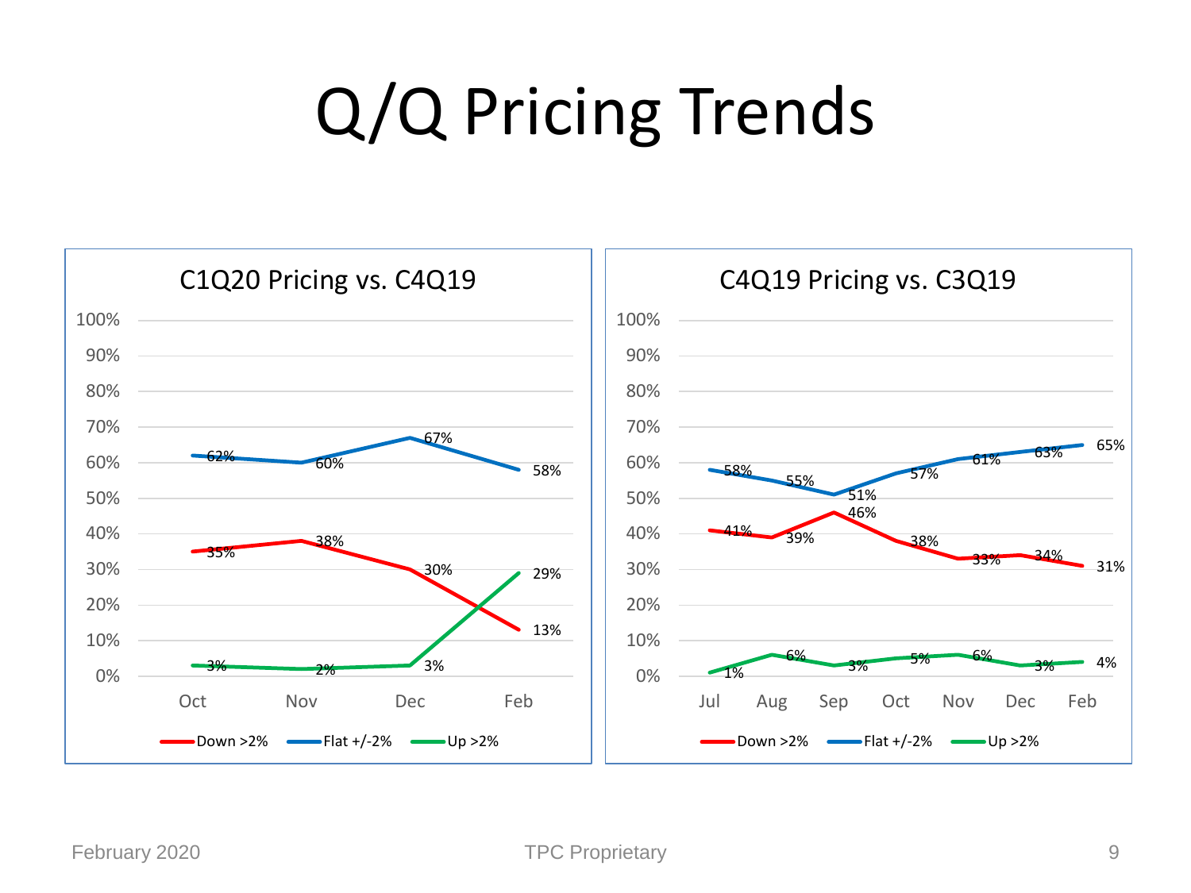# Q/Q Pricing Trends

### C1Q20 Pricing vs. C4Q19

| | Oct | Nov | Dec | Feb |
|---|---|---|---|---|
| Down >2% | 35% | 38% | 30% | 13% |
| Flat +/-2% | 62% | 60% | 67% | 58% |
| Up >2% | 3% | 2% | 3% | 29% |

### C4Q19 Pricing vs. C3Q19

| | Jul | Aug | Sep | Oct | Nov | Dec | Feb |
|---|---|---|---|---|---|---|---|
| Down >2% | 41% | 39% | 46% | 38% | 33% | 34% | 31% |
| Flat +/-2% | 58% | 55% | 51% | 57% | 61% | 63% | 65% |
| Up >2% | 1% | 6% | 3% | 5% | 6% | 3% | 4% |

February 2020 TPC Proprietary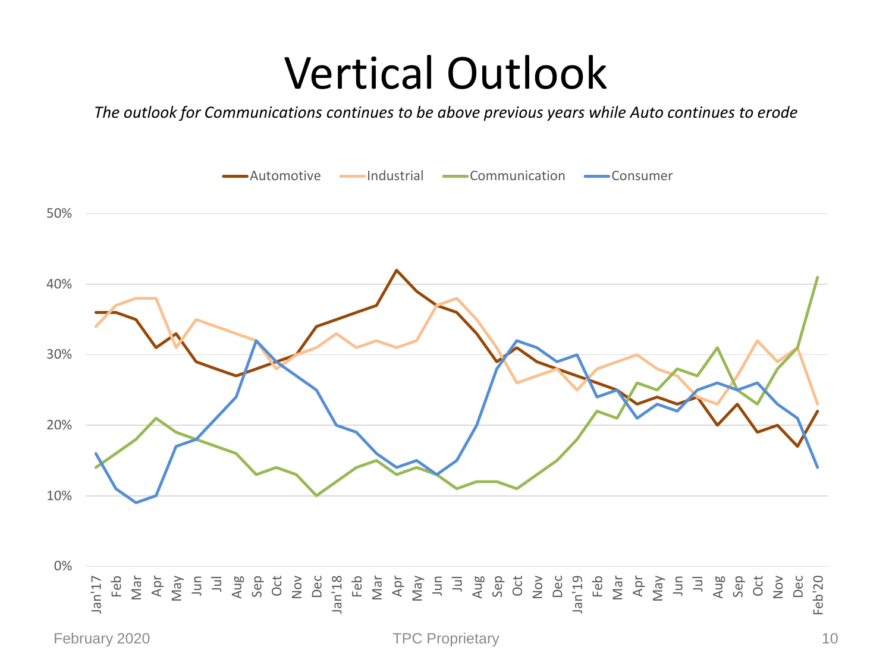# Vertical Outlook

*The outlook for Communications continues to be above previous years while Auto continues to erode*

Automotive
Industrial
Communication
Consumer

50%
40%
30%
20%
10%
0%

Jan'17
Feb
Mar
Apr
May
Jun
Jul
Aug
Sep
Oct
Nov
Dec
Jan'18
Feb
Mar
Apr
May
Jun
Jul
Aug
Sep
Oct
Nov
Dec
Jan'19
Feb
Mar
Apr
May
Jun
Jul
Aug
Sep
Oct
Nov
Dec
Feb'20

February 2020 TPC Proprietary